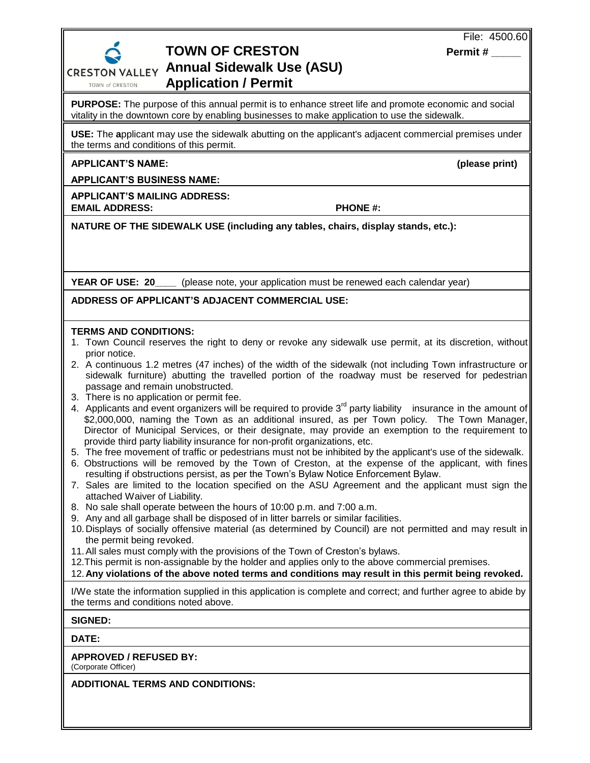File: 4500.60

CRESTON VALLEY
TOWN of CRESTON

# TOWN OF CRESTON
## Annual Sidewalk Use (ASU) Application / Permit

**Permit #** _____

**PURPOSE:** The purpose of this annual permit is to enhance street life and promote economic and social vitality in the downtown core by enabling businesses to make application to use the sidewalk.

**USE:** The **a**pplicant may use the sidewalk abutting on the applicant's adjacent commercial premises under the terms and conditions of this permit.

**APPLICANT'S NAME:** **(please print)**

**APPLICANT'S BUSINESS NAME:**

**APPLICANT'S MAILING ADDRESS:**

**EMAIL ADDRESS:** **PHONE #:**

**NATURE OF THE SIDEWALK USE (including any tables, chairs, display stands, etc.):**

**YEAR OF USE: 20**____ (please note, your application must be renewed each calendar year)

**ADDRESS OF APPLICANT'S ADJACENT COMMERCIAL USE:**

**TERMS AND CONDITIONS:**

1. Town Council reserves the right to deny or revoke any sidewalk use permit, at its discretion, without prior notice.
2. A continuous 1.2 metres (47 inches) of the width of the sidewalk (not including Town infrastructure or sidewalk furniture) abutting the travelled portion of the roadway must be reserved for pedestrian passage and remain unobstructed.
3. There is no application or permit fee.
4. Applicants and event organizers will be required to provide 3rd party liability insurance in the amount of $2,000,000, naming the Town as an additional insured, as per Town policy. The Town Manager, Director of Municipal Services, or their designate, may provide an exemption to the requirement to provide third party liability insurance for non-profit organizations, etc.
5. The free movement of traffic or pedestrians must not be inhibited by the applicant's use of the sidewalk.
6. Obstructions will be removed by the Town of Creston, at the expense of the applicant, with fines resulting if obstructions persist, as per the Town's Bylaw Notice Enforcement Bylaw.
7. Sales are limited to the location specified on the ASU Agreement and the applicant must sign the attached Waiver of Liability.
8. No sale shall operate between the hours of 10:00 p.m. and 7:00 a.m.
9. Any and all garbage shall be disposed of in litter barrels or similar facilities.
10. Displays of socially offensive material (as determined by Council) are not permitted and may result in the permit being revoked.
11. All sales must comply with the provisions of the Town of Creston's bylaws.
12. This permit is non-assignable by the holder and applies only to the above commercial premises.
12. **Any violations of the above noted terms and conditions may result in this permit being revoked.**

I/We state the information supplied in this application is complete and correct; and further agree to abide by the terms and conditions noted above.

**SIGNED:**

**DATE:**

**APPROVED / REFUSED BY:**
(Corporate Officer)

**ADDITIONAL TERMS AND CONDITIONS:**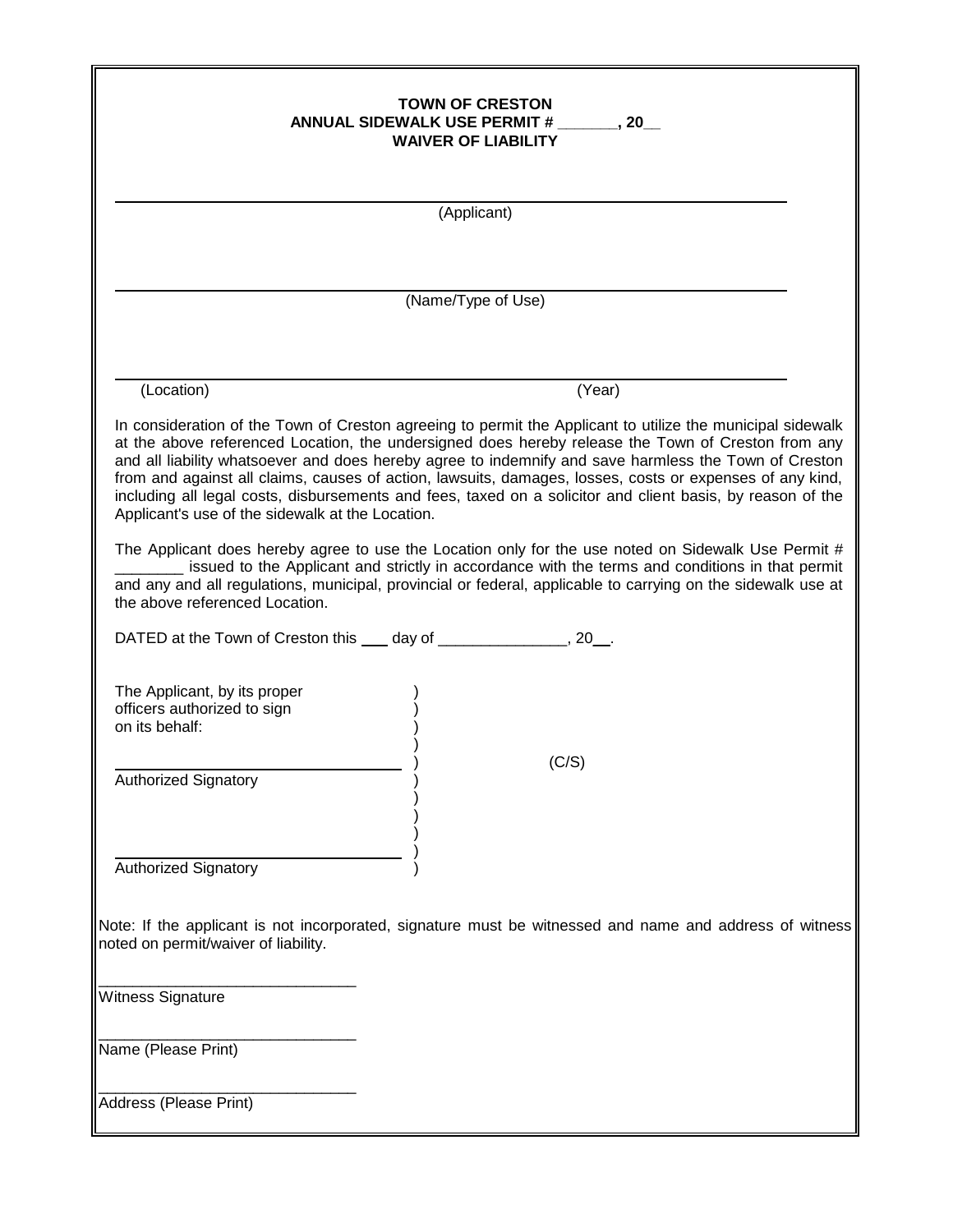**TOWN OF CRESTON**
**ANNUAL SIDEWALK USE PERMIT # ______, 20__**
**WAIVER OF LIABILITY**

\_\_\_\_\_\_\_\_\_\_\_\_\_\_\_\_\_\_\_\_\_\_\_\_\_\_\_\_\_\_\_\_\_\_\_\_\_\_\_\_\_\_\_\_\_\_\_\_
(Applicant)

\_\_\_\_\_\_\_\_\_\_\_\_\_\_\_\_\_\_\_\_\_\_\_\_\_\_\_\_\_\_\_\_\_\_\_\_\_\_\_\_\_\_\_\_\_\_\_\_
(Name/Type of Use)

\_\_\_\_\_\_\_\_\_\_\_\_\_\_\_\_\_\_\_\_\_\_\_\_\_\_\_\_\_\_\_\_\_\_\_\_\_\_\_\_\_\_\_\_\_\_\_\_
(Location) (Year)

In consideration of the Town of Creston agreeing to permit the Applicant to utilize the municipal sidewalk at the above referenced Location, the undersigned does hereby release the Town of Creston from any and all liability whatsoever and does hereby agree to indemnify and save harmless the Town of Creston from and against all claims, causes of action, lawsuits, damages, losses, costs or expenses of any kind, including all legal costs, disbursements and fees, taxed on a solicitor and client basis, by reason of the Applicant's use of the sidewalk at the Location.

The Applicant does hereby agree to use the Location only for the use noted on Sidewalk Use Permit # ________ issued to the Applicant and strictly in accordance with the terms and conditions in that permit and any and all regulations, municipal, provincial or federal, applicable to carrying on the sidewalk use at the above referenced Location.

DATED at the Town of Creston this ___ day of _______________, 20__.

The Applicant, by its proper officers authorized to sign on its behalf: )

\_\_\_\_\_\_\_\_\_\_\_\_\_\_\_\_\_\_\_\_\_\_\_\_\_\_\_\_\_\_ ) (C/S)
Authorized Signatory )

\_\_\_\_\_\_\_\_\_\_\_\_\_\_\_\_\_\_\_\_\_\_\_\_\_\_\_\_\_\_ )
Authorized Signatory )

Note: If the applicant is not incorporated, signature must be witnessed and name and address of witness noted on permit/waiver of liability.

\_\_\_\_\_\_\_\_\_\_\_\_\_\_\_\_\_\_\_\_\_\_\_\_\_\_\_\_\_\_
Witness Signature

\_\_\_\_\_\_\_\_\_\_\_\_\_\_\_\_\_\_\_\_\_\_\_\_\_\_\_\_\_\_
Name (Please Print)

\_\_\_\_\_\_\_\_\_\_\_\_\_\_\_\_\_\_\_\_\_\_\_\_\_\_\_\_\_\_
Address (Please Print)